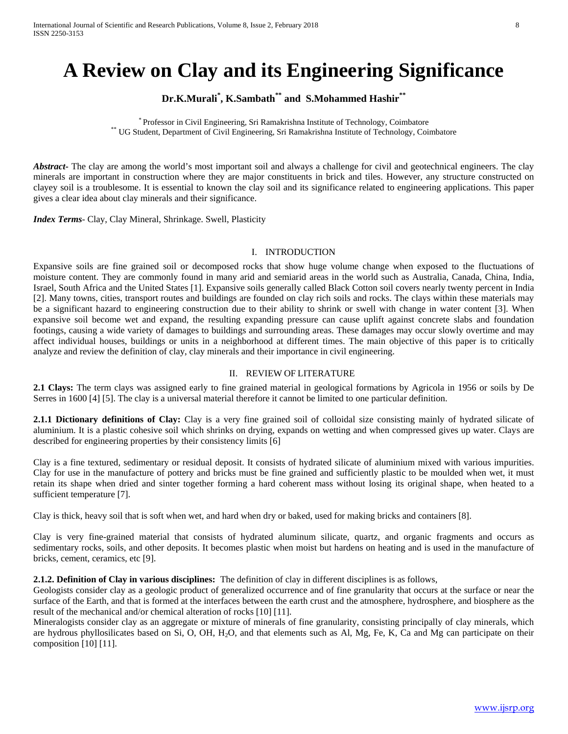# A Review on Clay and its Engineering Significance

**Dr.K.Murali[*], K.Sambath[**] and S.Mohammed Hashir[**]**

[*] Professor in Civil Engineering, Sri Ramakrishna Institute of Technology, Coimbatore
[**] UG Student, Department of Civil Engineering, Sri Ramakrishna Institute of Technology, Coimbatore

***Abstract***- The clay are among the world's most important soil and always a challenge for civil and geotechnical engineers. The clay minerals are important in construction where they are major constituents in brick and tiles. However, any structure constructed on clayey soil is a troublesome. It is essential to known the clay soil and its significance related to engineering applications. This paper gives a clear idea about clay minerals and their significance.

***Index Terms***- Clay, Clay Mineral, Shrinkage. Swell, Plasticity

## I. INTRODUCTION

Expansive soils are fine grained soil or decomposed rocks that show huge volume change when exposed to the fluctuations of moisture content. They are commonly found in many arid and semiarid areas in the world such as Australia, Canada, China, India, Israel, South Africa and the United States [1]. Expansive soils generally called Black Cotton soil covers nearly twenty percent in India [2]. Many towns, cities, transport routes and buildings are founded on clay rich soils and rocks. The clays within these materials may be a significant hazard to engineering construction due to their ability to shrink or swell with change in water content [3]. When expansive soil become wet and expand, the resulting expanding pressure can cause uplift against concrete slabs and foundation footings, causing a wide variety of damages to buildings and surrounding areas. These damages may occur slowly overtime and may affect individual houses, buildings or units in a neighborhood at different times. The main objective of this paper is to critically analyze and review the definition of clay, clay minerals and their importance in civil engineering.

## II. REVIEW OF LITERATURE

**2.1 Clays:** The term clays was assigned early to fine grained material in geological formations by Agricola in 1956 or soils by De Serres in 1600 [4] [5]. The clay is a universal material therefore it cannot be limited to one particular definition.

**2.1.1 Dictionary definitions of Clay:** Clay is a very fine grained soil of colloidal size consisting mainly of hydrated silicate of aluminium. It is a plastic cohesive soil which shrinks on drying, expands on wetting and when compressed gives up water. Clays are described for engineering properties by their consistency limits [6]

Clay is a fine textured, sedimentary or residual deposit. It consists of hydrated silicate of aluminium mixed with various impurities. Clay for use in the manufacture of pottery and bricks must be fine grained and sufficiently plastic to be moulded when wet, it must retain its shape when dried and sinter together forming a hard coherent mass without losing its original shape, when heated to a sufficient temperature [7].

Clay is thick, heavy soil that is soft when wet, and hard when dry or baked, used for making bricks and containers [8].

Clay is very fine-grained material that consists of hydrated aluminum silicate, quartz, and organic fragments and occurs as sedimentary rocks, soils, and other deposits. It becomes plastic when moist but hardens on heating and is used in the manufacture of bricks, cement, ceramics, etc [9].

**2.1.2. Definition of Clay in various disciplines:** The definition of clay in different disciplines is as follows,

Geologists consider clay as a geologic product of generalized occurrence and of fine granularity that occurs at the surface or near the surface of the Earth, and that is formed at the interfaces between the earth crust and the atmosphere, hydrosphere, and biosphere as the result of the mechanical and/or chemical alteration of rocks [10] [11].

Mineralogists consider clay as an aggregate or mixture of minerals of fine granularity, consisting principally of clay minerals, which are hydrous phyllosilicates based on Si, O, OH, $H_2O$, and that elements such as Al, Mg, Fe, K, Ca and Mg can participate on their composition [10] [11].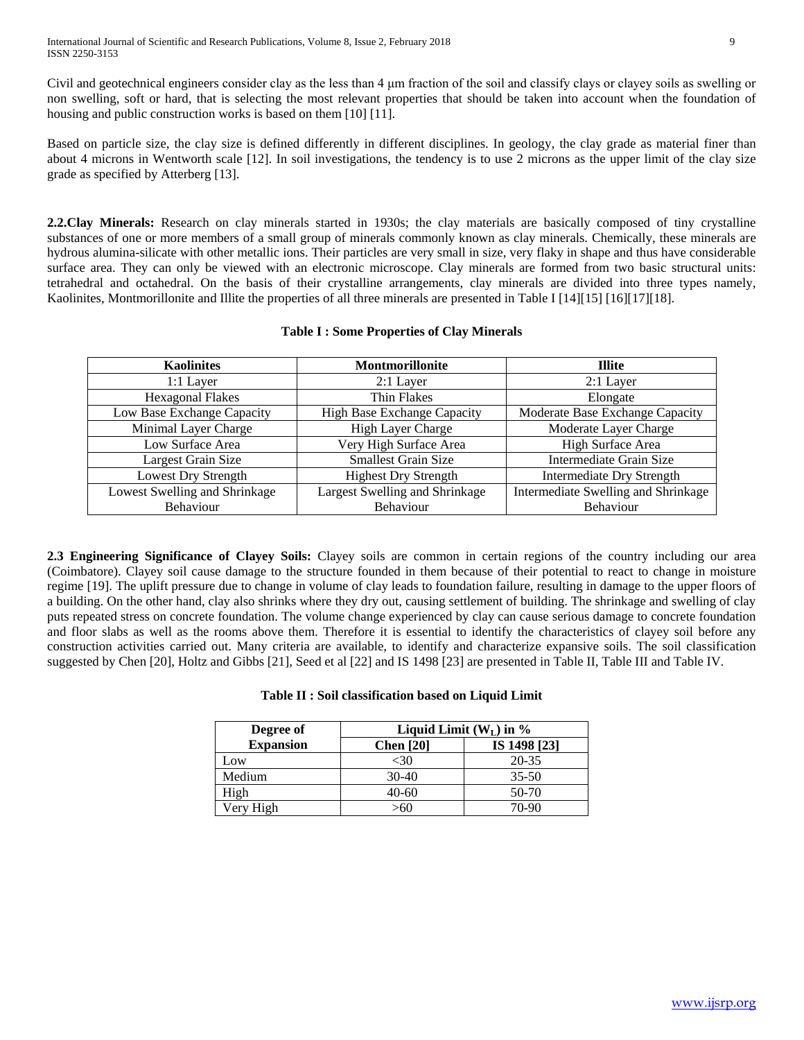Civil and geotechnical engineers consider clay as the less than 4 μm fraction of the soil and classify clays or clayey soils as swelling or non swelling, soft or hard, that is selecting the most relevant properties that should be taken into account when the foundation of housing and public construction works is based on them [10] [11].

Based on particle size, the clay size is defined differently in different disciplines. In geology, the clay grade as material finer than about 4 microns in Wentworth scale [12]. In soil investigations, the tendency is to use 2 microns as the upper limit of the clay size grade as specified by Atterberg [13].

**2.2.Clay Minerals:** Research on clay minerals started in 1930s; the clay materials are basically composed of tiny crystalline substances of one or more members of a small group of minerals commonly known as clay minerals. Chemically, these minerals are hydrous alumina-silicate with other metallic ions. Their particles are very small in size, very flaky in shape and thus have considerable surface area. They can only be viewed with an electronic microscope. Clay minerals are formed from two basic structural units: tetrahedral and octahedral. On the basis of their crystalline arrangements, clay minerals are divided into three types namely, Kaolinites, Montmorillonite and Illite the properties of all three minerals are presented in Table I [14][15] [16][17][18].

**Table I : Some Properties of Clay Minerals**

| Kaolinites | Montmorillonite | Illite |
|---|---|---|
| 1:1 Layer | 2:1 Layer | 2:1 Layer |
| Hexagonal Flakes | Thin Flakes | Elongate |
| Low Base Exchange Capacity | High Base Exchange Capacity | Moderate Base Exchange Capacity |
| Minimal Layer Charge | High Layer Charge | Moderate Layer Charge |
| Low Surface Area | Very High Surface Area | High Surface Area |
| Largest Grain Size | Smallest Grain Size | Intermediate Grain Size |
| Lowest Dry Strength | Highest Dry Strength | Intermediate Dry Strength |
| Lowest Swelling and Shrinkage Behaviour | Largest Swelling and Shrinkage Behaviour | Intermediate Swelling and Shrinkage Behaviour |

**2.3 Engineering Significance of Clayey Soils:** Clayey soils are common in certain regions of the country including our area (Coimbatore). Clayey soil cause damage to the structure founded in them because of their potential to react to change in moisture regime [19]. The uplift pressure due to change in volume of clay leads to foundation failure, resulting in damage to the upper floors of a building. On the other hand, clay also shrinks where they dry out, causing settlement of building. The shrinkage and swelling of clay puts repeated stress on concrete foundation. The volume change experienced by clay can cause serious damage to concrete foundation and floor slabs as well as the rooms above them. Therefore it is essential to identify the characteristics of clayey soil before any construction activities carried out. Many criteria are available, to identify and characterize expansive soils. The soil classification suggested by Chen [20], Holtz and Gibbs [21], Seed et al [22] and IS 1498 [23] are presented in Table II, Table III and Table IV.

**Table II : Soil classification based on Liquid Limit**

| Degree of Expansion | Liquid Limit ($W_L$) in % | |
|---|---|---|
| | Chen [20] | IS 1498 [23] |
| Low | <30 | 20-35 |
| Medium | 30-40 | 35-50 |
| High | 40-60 | 50-70 |
| Very High | >60 | 70-90 |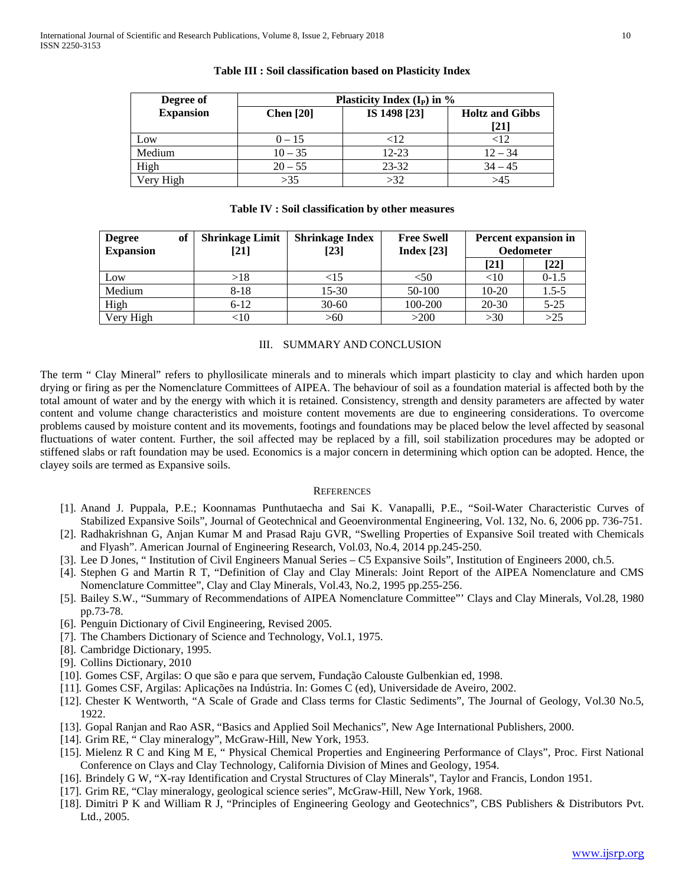**Table III : Soil classification based on Plasticity Index**

| Degree of Expansion | Plasticity Index ($I_P$) in % | | |
|---|---|---|---|
| | Chen [20] | IS 1498 [23] | Holtz and Gibbs [21] |
| Low | 0 – 15 | <12 | <12 |
| Medium | 10 – 35 | 12-23 | 12 – 34 |
| High | 20 – 55 | 23-32 | 34 – 45 |
| Very High | >35 | >32 | >45 |

**Table IV : Soil classification by other measures**

| Degree of Expansion | Shrinkage Limit [21] | Shrinkage Index [23] | Free Swell Index [23] | Percent expansion in Oedometer | |
|---|---|---|---|---|---|
| | | | | [21] | [22] |
| Low | >18 | <15 | <50 | <10 | 0-1.5 |
| Medium | 8-18 | 15-30 | 50-100 | 10-20 | 1.5-5 |
| High | 6-12 | 30-60 | 100-200 | 20-30 | 5-25 |
| Very High | <10 | >60 | >200 | >30 | >25 |

## III. SUMMARY AND CONCLUSION

The term " Clay Mineral" refers to phyllosilicate minerals and to minerals which impart plasticity to clay and which harden upon drying or firing as per the Nomenclature Committees of AIPEA. The behaviour of soil as a foundation material is affected both by the total amount of water and by the energy with which it is retained. Consistency, strength and density parameters are affected by water content and volume change characteristics and moisture content movements are due to engineering considerations. To overcome problems caused by moisture content and its movements, footings and foundations may be placed below the level affected by seasonal fluctuations of water content. Further, the soil affected may be replaced by a fill, soil stabilization procedures may be adopted or stiffened slabs or raft foundation may be used. Economics is a major concern in determining which option can be adopted. Hence, the clayey soils are termed as Expansive soils.

## REFERENCES

[1]. Anand J. Puppala, P.E.; Koonnamas Punthutaecha and Sai K. Vanapalli, P.E., "Soil-Water Characteristic Curves of Stabilized Expansive Soils", Journal of Geotechnical and Geoenvironmental Engineering, Vol. 132, No. 6, 2006 pp. 736-751.

[2]. Radhakrishnan G, Anjan Kumar M and Prasad Raju GVR, "Swelling Properties of Expansive Soil treated with Chemicals and Flyash". American Journal of Engineering Research, Vol.03, No.4, 2014 pp.245-250.

[3]. Lee D Jones, " Institution of Civil Engineers Manual Series – C5 Expansive Soils", Institution of Engineers 2000, ch.5.

[4]. Stephen G and Martin R T, "Definition of Clay and Clay Minerals: Joint Report of the AIPEA Nomenclature and CMS Nomenclature Committee", Clay and Clay Minerals, Vol.43, No.2, 1995 pp.255-256.

[5]. Bailey S.W., "Summary of Recommendations of AIPEA Nomenclature Committee"' Clays and Clay Minerals, Vol.28, 1980 pp.73-78.

[6]. Penguin Dictionary of Civil Engineering, Revised 2005.

[7]. The Chambers Dictionary of Science and Technology, Vol.1, 1975.

[8]. Cambridge Dictionary, 1995.

[9]. Collins Dictionary, 2010

[10]. Gomes CSF, Argilas: O que são e para que servem, Fundação Calouste Gulbenkian ed, 1998.

[11]. Gomes CSF, Argilas: Aplicações na Indústria. In: Gomes C (ed), Universidade de Aveiro, 2002.

[12]. Chester K Wentworth, "A Scale of Grade and Class terms for Clastic Sediments", The Journal of Geology, Vol.30 No.5, 1922.

[13]. Gopal Ranjan and Rao ASR, "Basics and Applied Soil Mechanics", New Age International Publishers, 2000.

[14]. Grim RE, " Clay mineralogy", McGraw-Hill, New York, 1953.

[15]. Mielenz R C and King M E, " Physical Chemical Properties and Engineering Performance of Clays", Proc. First National Conference on Clays and Clay Technology, California Division of Mines and Geology, 1954.

[16]. Brindely G W, "X-ray Identification and Crystal Structures of Clay Minerals", Taylor and Francis, London 1951.

[17]. Grim RE, "Clay mineralogy, geological science series", McGraw-Hill, New York, 1968.

[18]. Dimitri P K and William R J, "Principles of Engineering Geology and Geotechnics", CBS Publishers & Distributors Pvt. Ltd., 2005.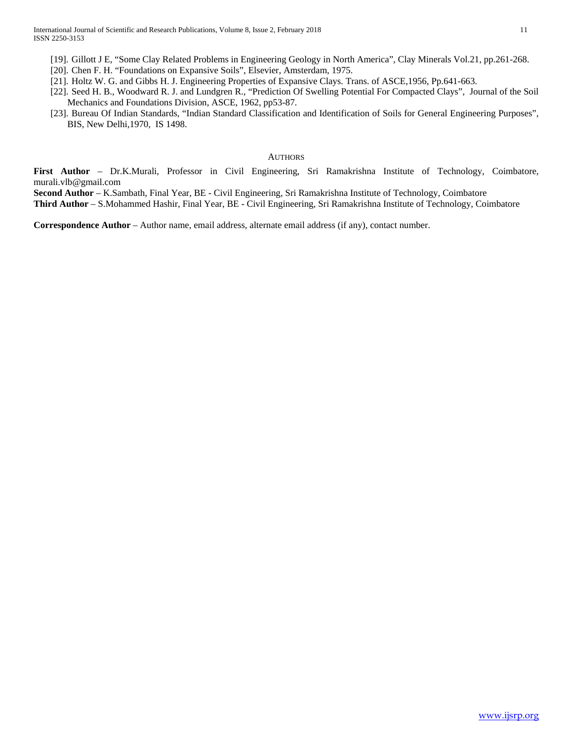[19]. Gillott J E, "Some Clay Related Problems in Engineering Geology in North America", Clay Minerals Vol.21, pp.261-268.

[20]. Chen F. H. "Foundations on Expansive Soils", Elsevier, Amsterdam, 1975.

[21]. Holtz W. G. and Gibbs H. J. Engineering Properties of Expansive Clays. Trans. of ASCE,1956, Pp.641-663.

[22]. Seed H. B., Woodward R. J. and Lundgren R., "Prediction Of Swelling Potential For Compacted Clays", Journal of the Soil Mechanics and Foundations Division, ASCE, 1962, pp53-87.

[23]. Bureau Of Indian Standards, "Indian Standard Classification and Identification of Soils for General Engineering Purposes", BIS, New Delhi,1970, IS 1498.

## AUTHORS

**First Author** – Dr.K.Murali, Professor in Civil Engineering, Sri Ramakrishna Institute of Technology, Coimbatore, murali.vlb@gmail.com

**Second Author** – K.Sambath, Final Year, BE - Civil Engineering, Sri Ramakrishna Institute of Technology, Coimbatore

**Third Author** – S.Mohammed Hashir, Final Year, BE - Civil Engineering, Sri Ramakrishna Institute of Technology, Coimbatore

**Correspondence Author** – Author name, email address, alternate email address (if any), contact number.